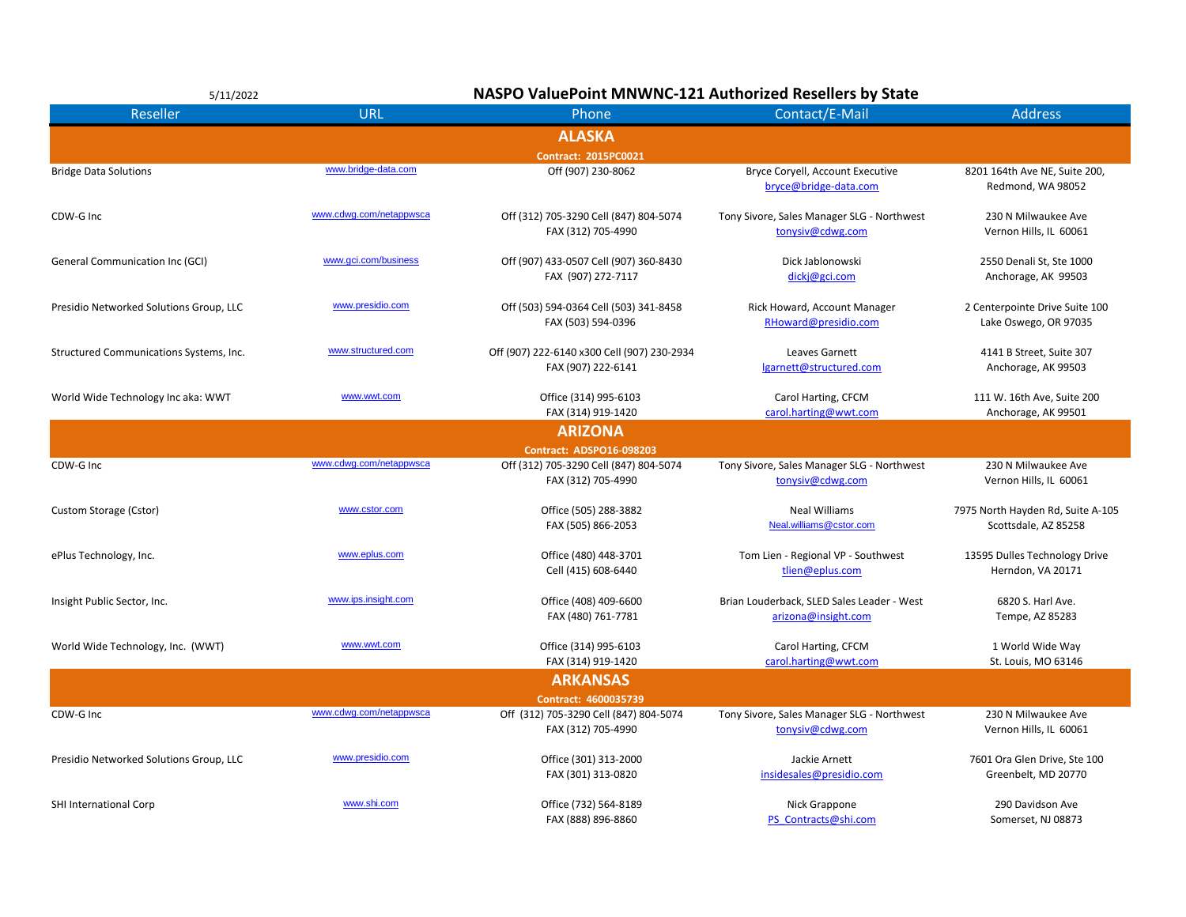5/11/2022

# NASPO ValuePoint MNWNC-121 Authorized Resellers by State

| Reseller | URL | Phone | Contact/E-Mail | Address |
|---|---|---|---|---|
| **ALASKA** | | | | |
| **Contract: 2015PC0021** | | | | |
| Bridge Data Solutions | www.bridge-data.com | Off (907) 230-8062 | Bryce Coryell, Account Executive<br>bryce@bridge-data.com | 8201 164th Ave NE, Suite 200,<br>Redmond, WA 98052 |
| CDW-G Inc | www.cdwg.com/netappwsca | Off (312) 705-3290 Cell (847) 804-5074<br>FAX (312) 705-4990 | Tony Sivore, Sales Manager SLG - Northwest<br>tonysiv@cdwg.com | 230 N Milwaukee Ave<br>Vernon Hills, IL 60061 |
| General Communication Inc (GCI) | www.gci.com/business | Off (907) 433-0507 Cell (907) 360-8430<br>FAX (907) 272-7117 | Dick Jablonowski<br>dickj@gci.com | 2550 Denali St, Ste 1000<br>Anchorage, AK 99503 |
| Presidio Networked Solutions Group, LLC | www.presidio.com | Off (503) 594-0364 Cell (503) 341-8458<br>FAX (503) 594-0396 | Rick Howard, Account Manager<br>RHoward@presidio.com | 2 Centerpointe Drive Suite 100<br>Lake Oswego, OR 97035 |
| Structured Communications Systems, Inc. | www.structured.com | Off (907) 222-6140 x300 Cell (907) 230-2934<br>FAX (907) 222-6141 | Leaves Garnett<br>lgarnett@structured.com | 4141 B Street, Suite 307<br>Anchorage, AK 99503 |
| World Wide Technology Inc aka: WWT | www.wwt.com | Office (314) 995-6103<br>FAX (314) 919-1420 | Carol Harting, CFCM<br>carol.harting@wwt.com | 111 W. 16th Ave, Suite 200<br>Anchorage, AK 99501 |
| **ARIZONA** | | | | |
| **Contract: ADSPO16-098203** | | | | |
| CDW-G Inc | www.cdwg.com/netappwsca | Off (312) 705-3290 Cell (847) 804-5074<br>FAX (312) 705-4990 | Tony Sivore, Sales Manager SLG - Northwest<br>tonysiv@cdwg.com | 230 N Milwaukee Ave<br>Vernon Hills, IL 60061 |
| Custom Storage (Cstor) | www.cstor.com | Office (505) 288-3882<br>FAX (505) 866-2053 | Neal Williams<br>Neal.williams@cstor.com | 7975 North Hayden Rd, Suite A-105<br>Scottsdale, AZ 85258 |
| ePlus Technology, Inc. | www.eplus.com | Office (480) 448-3701<br>Cell (415) 608-6440 | Tom Lien - Regional VP - Southwest<br>tlien@eplus.com | 13595 Dulles Technology Drive<br>Herndon, VA 20171 |
| Insight Public Sector, Inc. | www.ips.insight.com | Office (408) 409-6600<br>FAX (480) 761-7781 | Brian Louderback, SLED Sales Leader - West<br>arizona@insight.com | 6820 S. Harl Ave.<br>Tempe, AZ 85283 |
| World Wide Technology, Inc. (WWT) | www.wwt.com | Office (314) 995-6103<br>FAX (314) 919-1420 | Carol Harting, CFCM<br>carol.harting@wwt.com | 1 World Wide Way<br>St. Louis, MO 63146 |
| **ARKANSAS** | | | | |
| **Contract: 4600035739** | | | | |
| CDW-G Inc | www.cdwg.com/netappwsca | Off (312) 705-3290 Cell (847) 804-5074<br>FAX (312) 705-4990 | Tony Sivore, Sales Manager SLG - Northwest<br>tonysiv@cdwg.com | 230 N Milwaukee Ave<br>Vernon Hills, IL 60061 |
| Presidio Networked Solutions Group, LLC | www.presidio.com | Office (301) 313-2000<br>FAX (301) 313-0820 | Jackie Arnett<br>insidesales@presidio.com | 7601 Ora Glen Drive, Ste 100<br>Greenbelt, MD 20770 |
| SHI International Corp | www.shi.com | Office (732) 564-8189<br>FAX (888) 896-8860 | Nick Grappone<br>PS_Contracts@shi.com | 290 Davidson Ave<br>Somerset, NJ 08873 |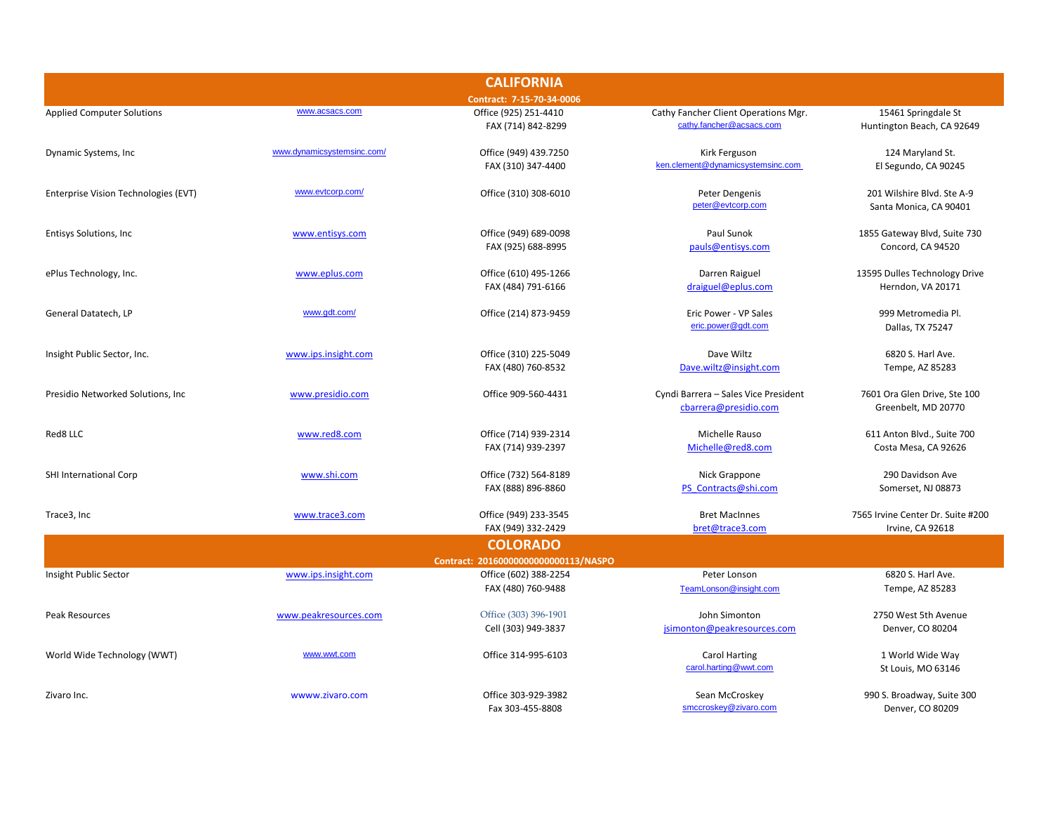## CALIFORNIA

**Contract: 7-15-70-34-0006**

| Company | Website | Phone | Contact | Address |
| --- | --- | --- | --- | --- |
| Applied Computer Solutions | www.acsacs.com | Office (925) 251-4410<br>FAX (714) 842-8299 | Cathy Fancher Client Operations Mgr.<br>cathy.fancher@acsacs.com | 15461 Springdale St<br>Huntington Beach, CA 92649 |
| Dynamic Systems, Inc | www.dynamicsystemsinc.com/ | Office (949) 439.7250<br>FAX (310) 347-4400 | Kirk Ferguson<br>ken.clement@dynamicsystemsinc.com | 124 Maryland St.<br>El Segundo, CA 90245 |
| Enterprise Vision Technologies (EVT) | www.evtcorp.com/ | Office (310) 308-6010 | Peter Dengenis<br>peter@evtcorp.com | 201 Wilshire Blvd. Ste A-9<br>Santa Monica, CA 90401 |
| Entisys Solutions, Inc | www.entisys.com | Office (949) 689-0098<br>FAX (925) 688-8995 | Paul Sunok<br>pauls@entisys.com | 1855 Gateway Blvd, Suite 730<br>Concord, CA 94520 |
| ePlus Technology, Inc. | www.eplus.com | Office (610) 495-1266<br>FAX (484) 791-6166 | Darren Raiguel<br>draiguel@eplus.com | 13595 Dulles Technology Drive<br>Herndon, VA 20171 |
| General Datatech, LP | www.gdt.com/ | Office (214) 873-9459 | Eric Power - VP Sales<br>eric.power@gdt.com | 999 Metromedia Pl.<br>Dallas, TX 75247 |
| Insight Public Sector, Inc. | www.ips.insight.com | Office (310) 225-5049<br>FAX (480) 760-8532 | Dave Wiltz<br>Dave.wiltz@insight.com | 6820 S. Harl Ave.<br>Tempe, AZ 85283 |
| Presidio Networked Solutions, Inc | www.presidio.com | Office 909-560-4431 | Cyndi Barrera – Sales Vice President<br>cbarrera@presidio.com | 7601 Ora Glen Drive, Ste 100<br>Greenbelt, MD 20770 |
| Red8 LLC | www.red8.com | Office (714) 939-2314<br>FAX (714) 939-2397 | Michelle Rauso<br>Michelle@red8.com | 611 Anton Blvd., Suite 700<br>Costa Mesa, CA 92626 |
| SHI International Corp | www.shi.com | Office (732) 564-8189<br>FAX (888) 896-8860 | Nick Grappone<br>PS_Contracts@shi.com | 290 Davidson Ave<br>Somerset, NJ 08873 |
| Trace3, Inc | www.trace3.com | Office (949) 233-3545<br>FAX (949) 332-2429 | Bret MacInnes<br>bret@trace3.com | 7565 Irvine Center Dr. Suite #200<br>Irvine, CA 92618 |

## COLORADO

**Contract: 2016000000000000113/NASPO**

| Company | Website | Phone | Contact | Address |
| --- | --- | --- | --- | --- |
| Insight Public Sector | www.ips.insight.com | Office (602) 388-2254<br>FAX (480) 760-9488 | Peter Lonson<br>TeamLonson@insight.com | 6820 S. Harl Ave.<br>Tempe, AZ 85283 |
| Peak Resources | www.peakresources.com | Office (303) 396-1901<br>Cell (303) 949-3837 | John Simonton<br>jsimonton@peakresources.com | 2750 West 5th Avenue<br>Denver, CO 80204 |
| World Wide Technology (WWT) | www.wwt.com | Office 314-995-6103 | Carol Harting<br>carol.harting@wwt.com | 1 World Wide Way<br>St Louis, MO 63146 |
| Zivaro Inc. | wwww.zivaro.com | Office 303-929-3982<br>Fax 303-455-8808 | Sean McCroskey<br>smccroskey@zivaro.com | 990 S. Broadway, Suite 300<br>Denver, CO 80209 |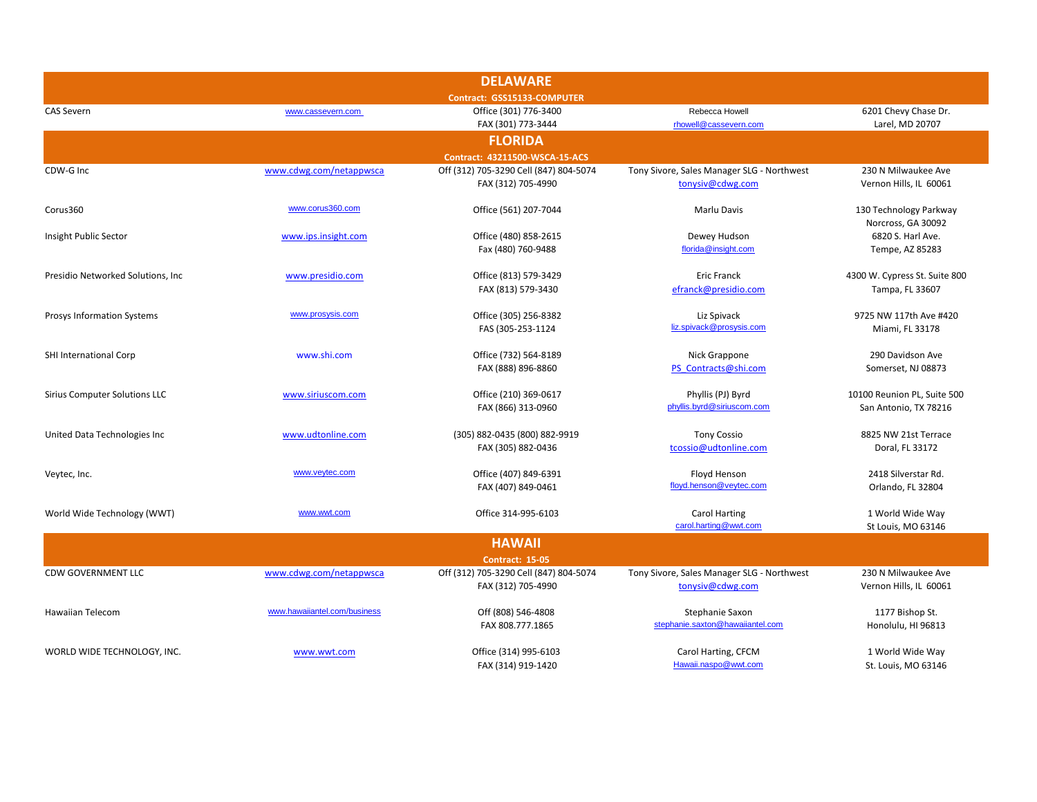## DELAWARE

**Contract: GSS15133-COMPUTER**

| | | | | |
|---|---|---|---|---|
| CAS Severn | www.cassevern.com | Office (301) 776-3400<br>FAX (301) 773-3444 | Rebecca Howell<br>rhowell@cassevern.com | 6201 Chevy Chase Dr.<br>Larel, MD 20707 |

## FLORIDA

**Contract: 43211500-WSCA-15-ACS**

| | | | | |
|---|---|---|---|---|
| CDW-G Inc | www.cdwg.com/netappwsca | Off (312) 705-3290 Cell (847) 804-5074<br>FAX (312) 705-4990 | Tony Sivore, Sales Manager SLG - Northwest<br>tonysiv@cdwg.com | 230 N Milwaukee Ave<br>Vernon Hills, IL 60061 |
| Corus360 | www.corus360.com | Office (561) 207-7044 | Marlu Davis | 130 Technology Parkway<br>Norcross, GA 30092 |
| Insight Public Sector | www.ips.insight.com | Office (480) 858-2615<br>Fax (480) 760-9488 | Dewey Hudson<br>florida@insight.com | 6820 S. Harl Ave.<br>Tempe, AZ 85283 |
| Presidio Networked Solutions, Inc | www.presidio.com | Office (813) 579-3429<br>FAX (813) 579-3430 | Eric Franck<br>efranck@presidio.com | 4300 W. Cypress St. Suite 800<br>Tampa, FL 33607 |
| Prosys Information Systems | www.prosysis.com | Office (305) 256-8382<br>FAS (305-253-1124 | Liz Spivack<br>liz.spivack@prosysis.com | 9725 NW 117th Ave #420<br>Miami, FL 33178 |
| SHI International Corp | www.shi.com | Office (732) 564-8189<br>FAX (888) 896-8860 | Nick Grappone<br>PS_Contracts@shi.com | 290 Davidson Ave<br>Somerset, NJ 08873 |
| Sirius Computer Solutions LLC | www.siriuscom.com | Office (210) 369-0617<br>FAX (866) 313-0960 | Phyllis (PJ) Byrd<br>phyllis.byrd@siriuscom.com | 10100 Reunion PL, Suite 500<br>San Antonio, TX 78216 |
| United Data Technologies Inc | www.udtonline.com | (305) 882-0435 (800) 882-9919<br>FAX (305) 882-0436 | Tony Cossio<br>tcossio@udtonline.com | 8825 NW 21st Terrace<br>Doral, FL 33172 |
| Veytec, Inc. | www.veytec.com | Office (407) 849-6391<br>FAX (407) 849-0461 | Floyd Henson<br>floyd.henson@veytec.com | 2418 Silverstar Rd.<br>Orlando, FL 32804 |
| World Wide Technology (WWT) | www.wwt.com | Office 314-995-6103 | Carol Harting<br>carol.harting@wwt.com | 1 World Wide Way<br>St Louis, MO 63146 |

## HAWAII

**Contract: 15-05**

| | | | | |
|---|---|---|---|---|
| CDW GOVERNMENT LLC | www.cdwg.com/netappwsca | Off (312) 705-3290 Cell (847) 804-5074<br>FAX (312) 705-4990 | Tony Sivore, Sales Manager SLG - Northwest<br>tonysiv@cdwg.com | 230 N Milwaukee Ave<br>Vernon Hills, IL 60061 |
| Hawaiian Telecom | www.hawaiiantel.com/business | Off (808) 546-4808<br>FAX 808.777.1865 | Stephanie Saxon<br>stephanie.saxton@hawaiiantel.com | 1177 Bishop St.<br>Honolulu, HI 96813 |
| WORLD WIDE TECHNOLOGY, INC. | www.wwt.com | Office (314) 995-6103<br>FAX (314) 919-1420 | Carol Harting, CFCM<br>Hawaii.naspo@wwt.com | 1 World Wide Way<br>St. Louis, MO 63146 |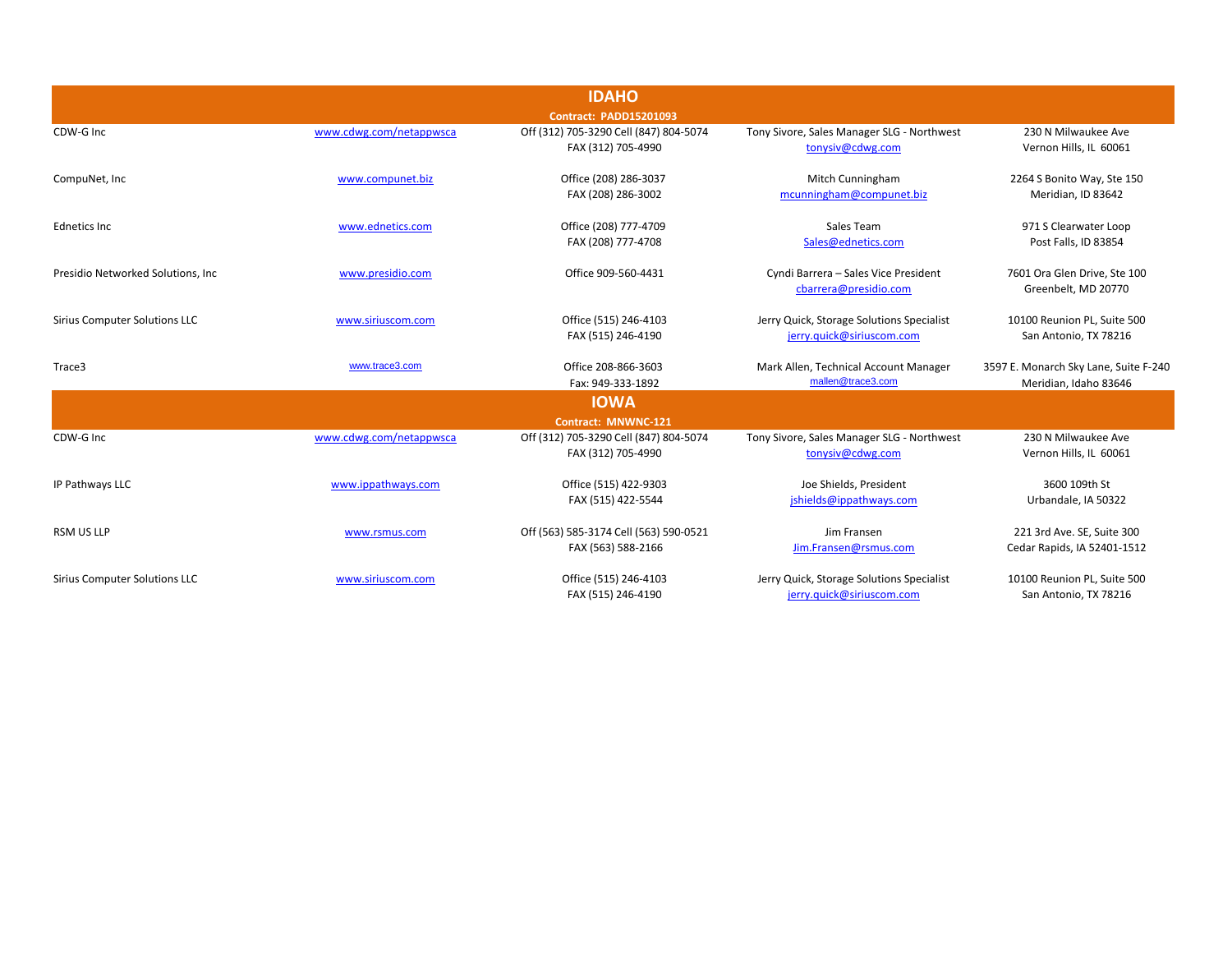## IDAHO

**Contract: PADD15201093**

| Company | Website | Phone | Contact | Address |
|---|---|---|---|---|
| CDW-G Inc | www.cdwg.com/netappwsca | Off (312) 705-3290 Cell (847) 804-5074<br>FAX (312) 705-4990 | Tony Sivore, Sales Manager SLG - Northwest<br>tonysiv@cdwg.com | 230 N Milwaukee Ave<br>Vernon Hills, IL 60061 |
| CompuNet, Inc | www.compunet.biz | Office (208) 286-3037<br>FAX (208) 286-3002 | Mitch Cunningham<br>mcunningham@compunet.biz | 2264 S Bonito Way, Ste 150<br>Meridian, ID 83642 |
| Ednetics Inc | www.ednetics.com | Office (208) 777-4709<br>FAX (208) 777-4708 | Sales Team<br>Sales@ednetics.com | 971 S Clearwater Loop<br>Post Falls, ID 83854 |
| Presidio Networked Solutions, Inc | www.presidio.com | Office 909-560-4431 | Cyndi Barrera – Sales Vice President<br>cbarrera@presidio.com | 7601 Ora Glen Drive, Ste 100<br>Greenbelt, MD 20770 |
| Sirius Computer Solutions LLC | www.siriuscom.com | Office (515) 246-4103<br>FAX (515) 246-4190 | Jerry Quick, Storage Solutions Specialist<br>jerry.quick@siriuscom.com | 10100 Reunion PL, Suite 500<br>San Antonio, TX 78216 |
| Trace3 | www.trace3.com | Office 208-866-3603<br>Fax: 949-333-1892 | Mark Allen, Technical Account Manager<br>mallen@trace3.com | 3597 E. Monarch Sky Lane, Suite F-240<br>Meridian, Idaho 83646 |

## IOWA

**Contract: MNWNC-121**

| Company | Website | Phone | Contact | Address |
|---|---|---|---|---|
| CDW-G Inc | www.cdwg.com/netappwsca | Off (312) 705-3290 Cell (847) 804-5074<br>FAX (312) 705-4990 | Tony Sivore, Sales Manager SLG - Northwest<br>tonysiv@cdwg.com | 230 N Milwaukee Ave<br>Vernon Hills, IL 60061 |
| IP Pathways LLC | www.ippathways.com | Office (515) 422-9303<br>FAX (515) 422-5544 | Joe Shields, President<br>jshields@ippathways.com | 3600 109th St<br>Urbandale, IA 50322 |
| RSM US LLP | www.rsmus.com | Off (563) 585-3174 Cell (563) 590-0521<br>FAX (563) 588-2166 | Jim Fransen<br>Jim.Fransen@rsmus.com | 221 3rd Ave. SE, Suite 300<br>Cedar Rapids, IA 52401-1512 |
| Sirius Computer Solutions LLC | www.siriuscom.com | Office (515) 246-4103<br>FAX (515) 246-4190 | Jerry Quick, Storage Solutions Specialist<br>jerry.quick@siriuscom.com | 10100 Reunion PL, Suite 500<br>San Antonio, TX 78216 |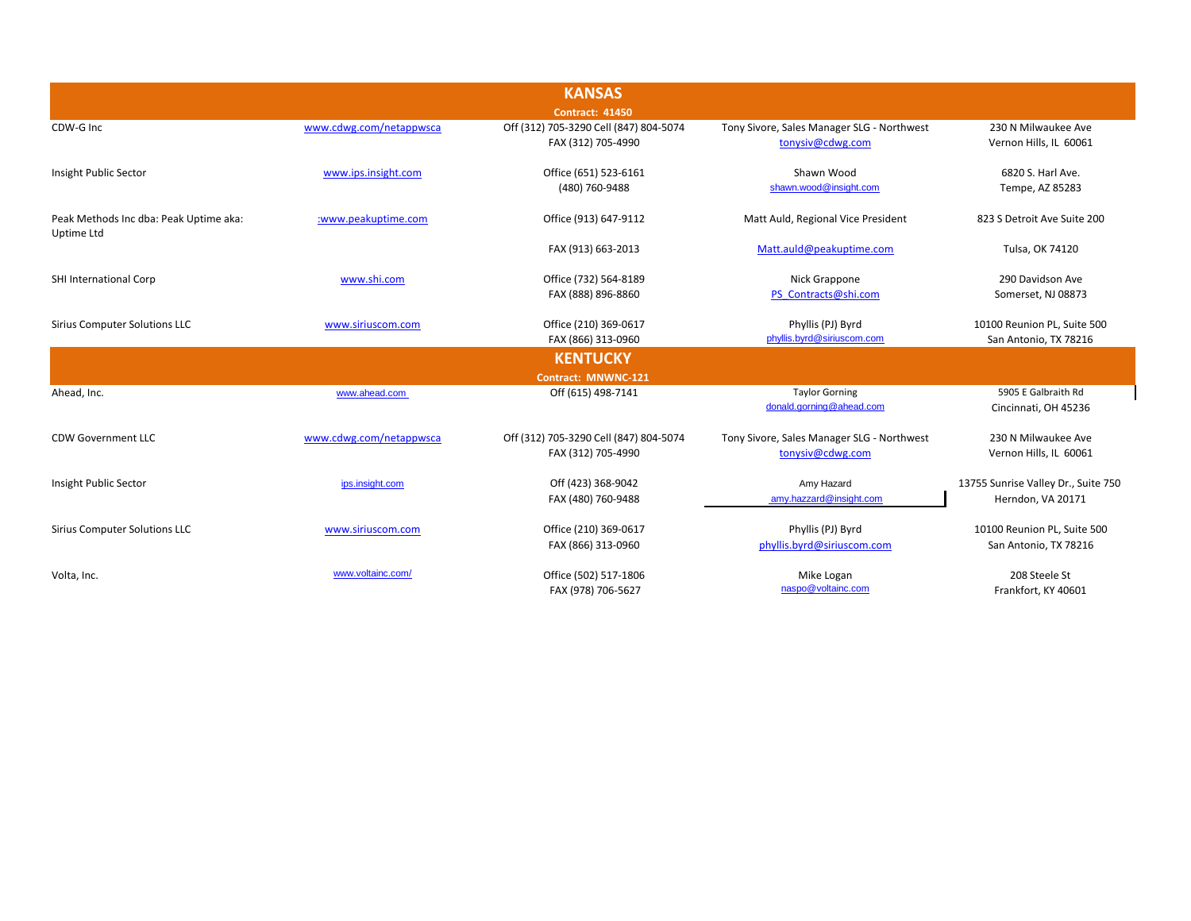## KANSAS

**Contract: 41450**

| Company | Website | Phone | Contact | Address |
|---|---|---|---|---|
| CDW-G Inc | www.cdwg.com/netappwsca | Off (312) 705-3290 Cell (847) 804-5074<br>FAX (312) 705-4990 | Tony Sivore, Sales Manager SLG - Northwest<br>tonysiv@cdwg.com | 230 N Milwaukee Ave<br>Vernon Hills, IL 60061 |
| Insight Public Sector | www.ips.insight.com | Office (651) 523-6161<br>(480) 760-9488 | Shawn Wood<br>shawn.wood@insight.com | 6820 S. Harl Ave.<br>Tempe, AZ 85283 |
| Peak Methods Inc dba: Peak Uptime aka: Uptime Ltd | :www.peakuptime.com | Office (913) 647-9112<br>FAX (913) 663-2013 | Matt Auld, Regional Vice President<br>Matt.auld@peakuptime.com | 823 S Detroit Ave Suite 200<br>Tulsa, OK 74120 |
| SHI International Corp | www.shi.com | Office (732) 564-8189<br>FAX (888) 896-8860 | Nick Grappone<br>PS_Contracts@shi.com | 290 Davidson Ave<br>Somerset, NJ 08873 |
| Sirius Computer Solutions LLC | www.siriuscom.com | Office (210) 369-0617<br>FAX (866) 313-0960 | Phyllis (PJ) Byrd<br>phyllis.byrd@siriuscom.com | 10100 Reunion PL, Suite 500<br>San Antonio, TX 78216 |

## KENTUCKY

**Contract: MNWNC-121**

| Company | Website | Phone | Contact | Address |
|---|---|---|---|---|
| Ahead, Inc. | www.ahead.com | Off (615) 498-7141 | Taylor Gorning<br>donald.gorning@ahead.com | 5905 E Galbraith Rd<br>Cincinnati, OH 45236 |
| CDW Government LLC | www.cdwg.com/netappwsca | Off (312) 705-3290 Cell (847) 804-5074<br>FAX (312) 705-4990 | Tony Sivore, Sales Manager SLG - Northwest<br>tonysiv@cdwg.com | 230 N Milwaukee Ave<br>Vernon Hills, IL 60061 |
| Insight Public Sector | ips.insight.com | Off (423) 368-9042<br>FAX (480) 760-9488 | Amy Hazard<br>amy.hazzard@insight.com | 13755 Sunrise Valley Dr., Suite 750<br>Herndon, VA 20171 |
| Sirius Computer Solutions LLC | www.siriuscom.com | Office (210) 369-0617<br>FAX (866) 313-0960 | Phyllis (PJ) Byrd<br>phyllis.byrd@siriuscom.com | 10100 Reunion PL, Suite 500<br>San Antonio, TX 78216 |
| Volta, Inc. | www.voltainc.com/ | Office (502) 517-1806<br>FAX (978) 706-5627 | Mike Logan<br>naspo@voltainc.com | 208 Steele St<br>Frankfort, KY 40601 |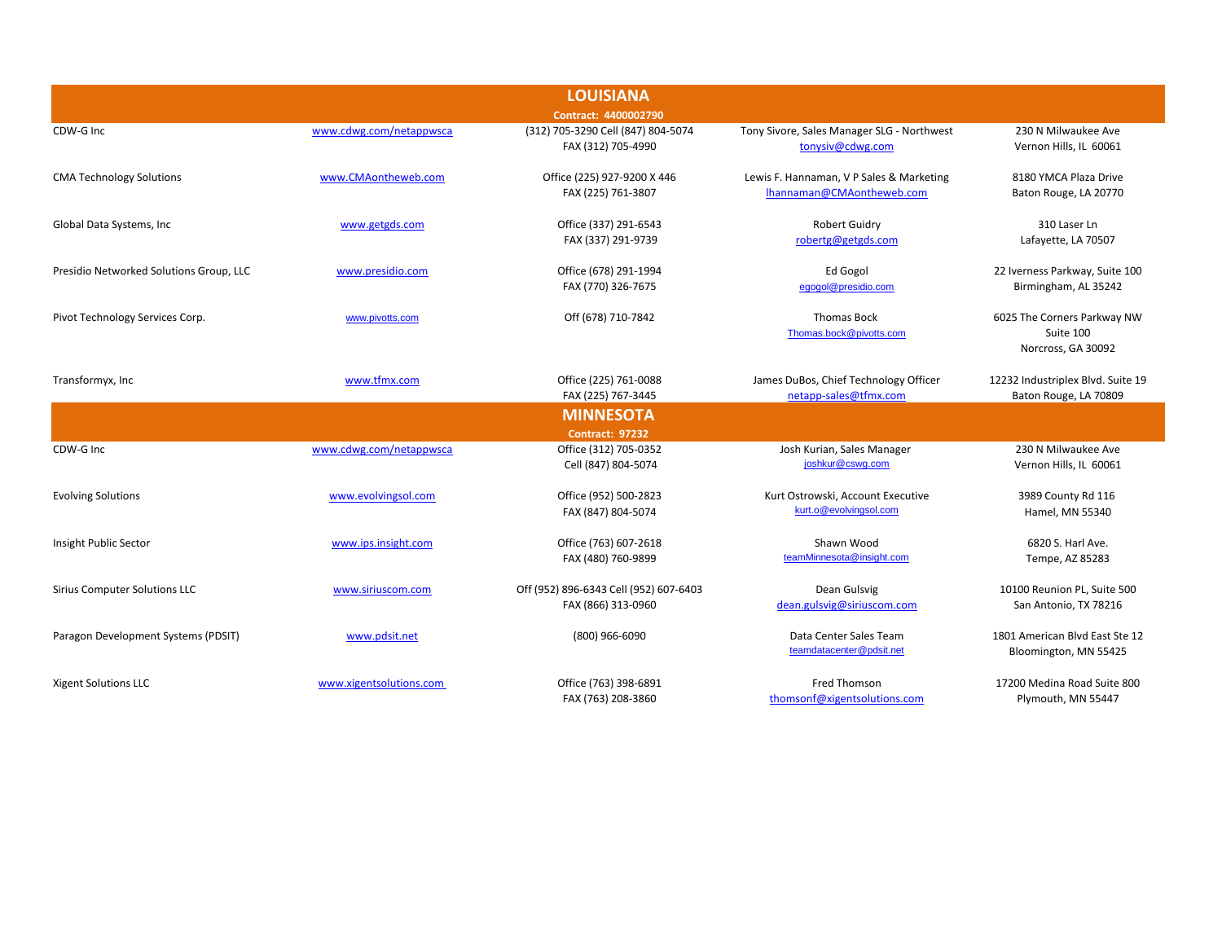## LOUISIANA

**Contract: 4400002790**

| | | | | |
|---|---|---|---|---|
| CDW-G Inc | www.cdwg.com/netappwsca | (312) 705-3290 Cell (847) 804-5074<br>FAX (312) 705-4990 | Tony Sivore, Sales Manager SLG - Northwest<br>tonysiv@cdwg.com | 230 N Milwaukee Ave<br>Vernon Hills, IL 60061 |
| CMA Technology Solutions | www.CMAontheweb.com | Office (225) 927-9200 X 446<br>FAX (225) 761-3807 | Lewis F. Hannaman, V P Sales & Marketing<br>lhannaman@CMAontheweb.com | 8180 YMCA Plaza Drive<br>Baton Rouge, LA 20770 |
| Global Data Systems, Inc | www.getgds.com | Office (337) 291-6543<br>FAX (337) 291-9739 | Robert Guidry<br>robertg@getgds.com | 310 Laser Ln<br>Lafayette, LA 70507 |
| Presidio Networked Solutions Group, LLC | www.presidio.com | Office (678) 291-1994<br>FAX (770) 326-7675 | Ed Gogol<br>egogol@presidio.com | 22 Iverness Parkway, Suite 100<br>Birmingham, AL 35242 |
| Pivot Technology Services Corp. | www.pivotts.com | Off (678) 710-7842 | Thomas Bock<br>Thomas.bock@pivotts.com | 6025 The Corners Parkway NW<br>Suite 100<br>Norcross, GA 30092 |
| Transformyx, Inc | www.tfmx.com | Office (225) 761-0088<br>FAX (225) 767-3445 | James DuBos, Chief Technology Officer<br>netapp-sales@tfmx.com | 12232 Industriplex Blvd. Suite 19<br>Baton Rouge, LA 70809 |

## MINNESOTA

**Contract: 97232**

| | | | | |
|---|---|---|---|---|
| CDW-G Inc | www.cdwg.com/netappwsca | Office (312) 705-0352<br>Cell (847) 804-5074 | Josh Kurian, Sales Manager<br>joshkur@cswg.com | 230 N Milwaukee Ave<br>Vernon Hills, IL 60061 |
| Evolving Solutions | www.evolvingsol.com | Office (952) 500-2823<br>FAX (847) 804-5074 | Kurt Ostrowski, Account Executive<br>kurt.o@evolvingsol.com | 3989 County Rd 116<br>Hamel, MN 55340 |
| Insight Public Sector | www.ips.insight.com | Office (763) 607-2618<br>FAX (480) 760-9899 | Shawn Wood<br>teamMinnesota@insight.com | 6820 S. Harl Ave.<br>Tempe, AZ 85283 |
| Sirius Computer Solutions LLC | www.siriuscom.com | Off (952) 896-6343 Cell (952) 607-6403<br>FAX (866) 313-0960 | Dean Gulsvig<br>dean.gulsvig@siriuscom.com | 10100 Reunion PL, Suite 500<br>San Antonio, TX 78216 |
| Paragon Development Systems (PDSIT) | www.pdsit.net | (800) 966-6090 | Data Center Sales Team<br>teamdatacenter@pdsit.net | 1801 American Blvd East Ste 12<br>Bloomington, MN 55425 |
| Xigent Solutions LLC | www.xigentsolutions.com | Office (763) 398-6891<br>FAX (763) 208-3860 | Fred Thomson<br>thomsonf@xigentsolutions.com | 17200 Medina Road Suite 800<br>Plymouth, MN 55447 |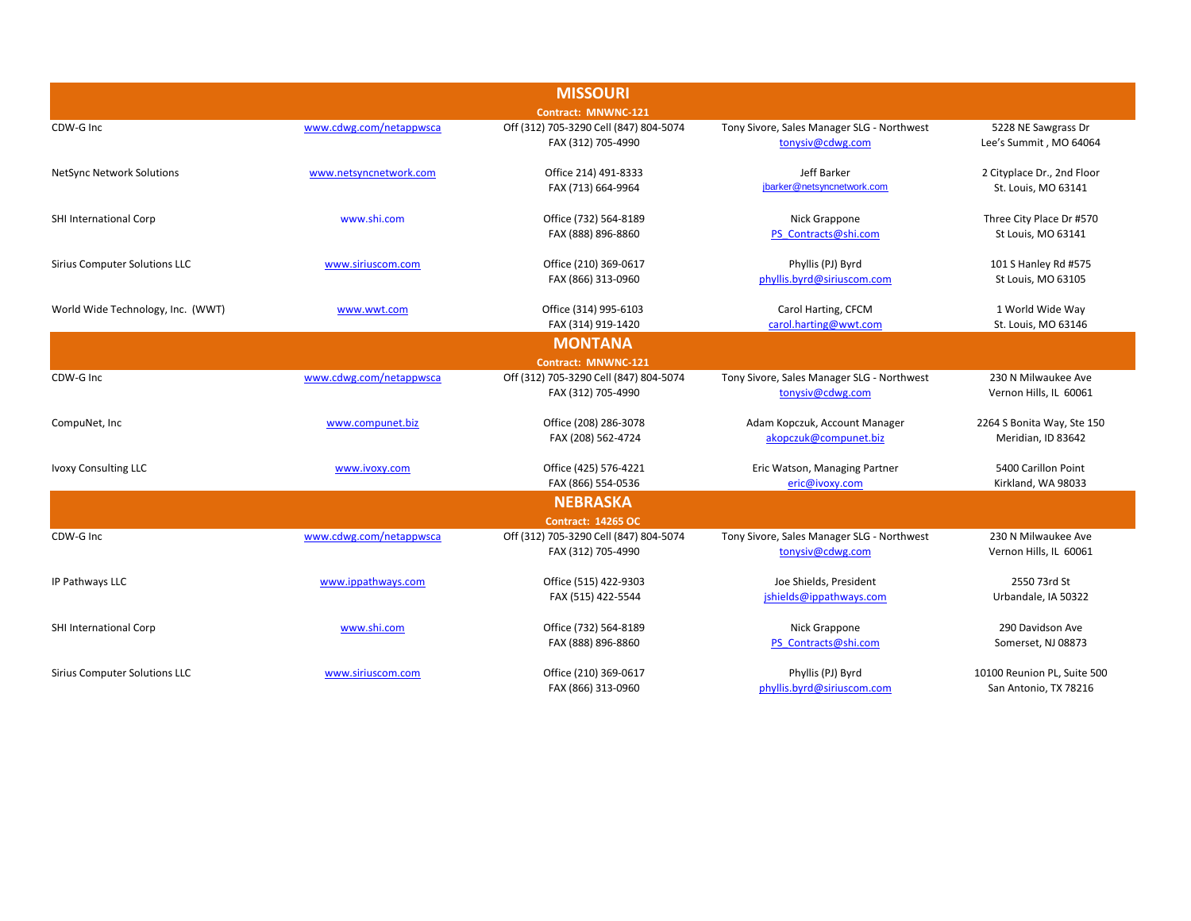## MISSOURI

**Contract: MNWNC-121**

| | | | | |
|---|---|---|---|---|
| CDW-G Inc | www.cdwg.com/netappwsca | Off (312) 705-3290 Cell (847) 804-5074<br>FAX (312) 705-4990 | Tony Sivore, Sales Manager SLG - Northwest<br>tonysiv@cdwg.com | 5228 NE Sawgrass Dr<br>Lee's Summit , MO 64064 |
| NetSync Network Solutions | www.netsyncnetwork.com | Office 214) 491-8333<br>FAX (713) 664-9964 | Jeff Barker<br>jbarker@netsyncnetwork.com | 2 Cityplace Dr., 2nd Floor<br>St. Louis, MO 63141 |
| SHI International Corp | www.shi.com | Office (732) 564-8189<br>FAX (888) 896-8860 | Nick Grappone<br>PS_Contracts@shi.com | Three City Place Dr #570<br>St Louis, MO 63141 |
| Sirius Computer Solutions LLC | www.siriuscom.com | Office (210) 369-0617<br>FAX (866) 313-0960 | Phyllis (PJ) Byrd<br>phyllis.byrd@siriuscom.com | 101 S Hanley Rd #575<br>St Louis, MO 63105 |
| World Wide Technology, Inc. (WWT) | www.wwt.com | Office (314) 995-6103<br>FAX (314) 919-1420 | Carol Harting, CFCM<br>carol.harting@wwt.com | 1 World Wide Way<br>St. Louis, MO 63146 |

## MONTANA

**Contract: MNWNC-121**

| | | | | |
|---|---|---|---|---|
| CDW-G Inc | www.cdwg.com/netappwsca | Off (312) 705-3290 Cell (847) 804-5074<br>FAX (312) 705-4990 | Tony Sivore, Sales Manager SLG - Northwest<br>tonysiv@cdwg.com | 230 N Milwaukee Ave<br>Vernon Hills, IL 60061 |
| CompuNet, Inc | www.compunet.biz | Office (208) 286-3078<br>FAX (208) 562-4724 | Adam Kopczuk, Account Manager<br>akopczuk@compunet.biz | 2264 S Bonita Way, Ste 150<br>Meridian, ID 83642 |
| Ivoxy Consulting LLC | www.ivoxy.com | Office (425) 576-4221<br>FAX (866) 554-0536 | Eric Watson, Managing Partner<br>eric@ivoxy.com | 5400 Carillon Point<br>Kirkland, WA 98033 |

## NEBRASKA

**Contract: 14265 OC**

| | | | | |
|---|---|---|---|---|
| CDW-G Inc | www.cdwg.com/netappwsca | Off (312) 705-3290 Cell (847) 804-5074<br>FAX (312) 705-4990 | Tony Sivore, Sales Manager SLG - Northwest<br>tonysiv@cdwg.com | 230 N Milwaukee Ave<br>Vernon Hills, IL 60061 |
| IP Pathways LLC | www.ippathways.com | Office (515) 422-9303<br>FAX (515) 422-5544 | Joe Shields, President<br>jshields@ippathways.com | 2550 73rd St<br>Urbandale, IA 50322 |
| SHI International Corp | www.shi.com | Office (732) 564-8189<br>FAX (888) 896-8860 | Nick Grappone<br>PS_Contracts@shi.com | 290 Davidson Ave<br>Somerset, NJ 08873 |
| Sirius Computer Solutions LLC | www.siriuscom.com | Office (210) 369-0617<br>FAX (866) 313-0960 | Phyllis (PJ) Byrd<br>phyllis.byrd@siriuscom.com | 10100 Reunion PL, Suite 500<br>San Antonio, TX 78216 |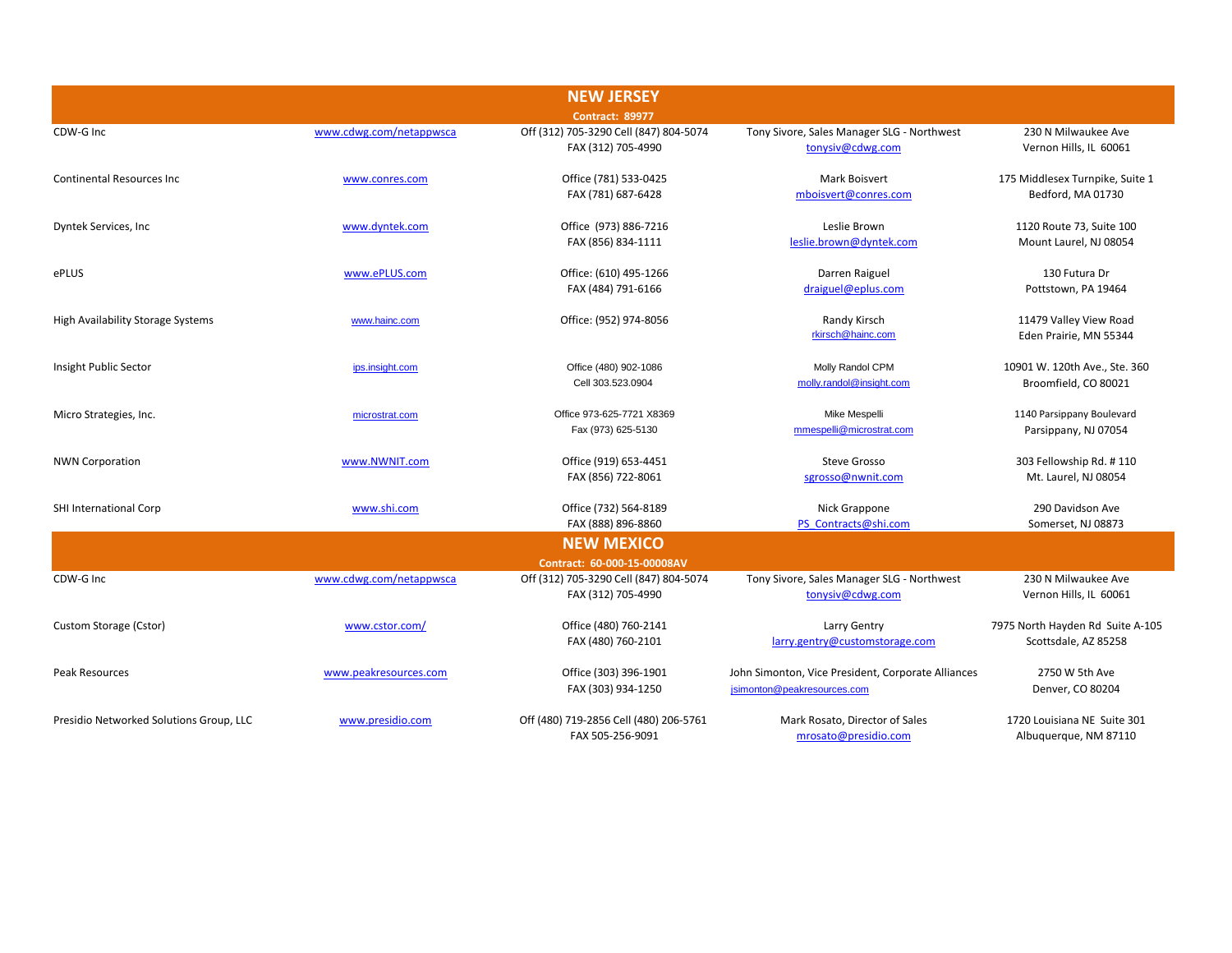## NEW JERSEY

**Contract: 89977**

| | | | | |
|---|---|---|---|---|
| CDW-G Inc | www.cdwg.com/netappwsca | Off (312) 705-3290 Cell (847) 804-5074<br>FAX (312) 705-4990 | Tony Sivore, Sales Manager SLG - Northwest<br>tonysiv@cdwg.com | 230 N Milwaukee Ave<br>Vernon Hills, IL 60061 |
| Continental Resources Inc | www.conres.com | Office (781) 533-0425<br>FAX (781) 687-6428 | Mark Boisvert<br>mboisvert@conres.com | 175 Middlesex Turnpike, Suite 1<br>Bedford, MA 01730 |
| Dyntek Services, Inc | www.dyntek.com | Office (973) 886-7216<br>FAX (856) 834-1111 | Leslie Brown<br>leslie.brown@dyntek.com | 1120 Route 73, Suite 100<br>Mount Laurel, NJ 08054 |
| ePLUS | www.ePLUS.com | Office: (610) 495-1266<br>FAX (484) 791-6166 | Darren Raiguel<br>draiguel@eplus.com | 130 Futura Dr<br>Pottstown, PA 19464 |
| High Availability Storage Systems | www.hainc.com | Office: (952) 974-8056 | Randy Kirsch<br>rkirsch@hainc.com | 11479 Valley View Road<br>Eden Prairie, MN 55344 |
| Insight Public Sector | ips.insight.com | Office (480) 902-1086<br>Cell 303.523.0904 | Molly Randol CPM<br>molly.randol@insight.com | 10901 W. 120th Ave., Ste. 360<br>Broomfield, CO 80021 |
| Micro Strategies, Inc. | microstrat.com | Office 973-625-7721 X8369<br>Fax (973) 625-5130 | Mike Mespelli<br>mmespelli@microstrat.com | 1140 Parsippany Boulevard<br>Parsippany, NJ 07054 |
| NWN Corporation | www.NWNIT.com | Office (919) 653-4451<br>FAX (856) 722-8061 | Steve Grosso<br>sgrosso@nwnit.com | 303 Fellowship Rd. # 110<br>Mt. Laurel, NJ 08054 |
| SHI International Corp | www.shi.com | Office (732) 564-8189<br>FAX (888) 896-8860 | Nick Grappone<br>PS_Contracts@shi.com | 290 Davidson Ave<br>Somerset, NJ 08873 |

## NEW MEXICO

**Contract: 60-000-15-00008AV**

| | | | | |
|---|---|---|---|---|
| CDW-G Inc | www.cdwg.com/netappwsca | Off (312) 705-3290 Cell (847) 804-5074<br>FAX (312) 705-4990 | Tony Sivore, Sales Manager SLG - Northwest<br>tonysiv@cdwg.com | 230 N Milwaukee Ave<br>Vernon Hills, IL 60061 |
| Custom Storage (Cstor) | www.cstor.com/ | Office (480) 760-2141<br>FAX (480) 760-2101 | Larry Gentry<br>larry.gentry@customstorage.com | 7975 North Hayden Rd Suite A-105<br>Scottsdale, AZ 85258 |
| Peak Resources | www.peakresources.com | Office (303) 396-1901<br>FAX (303) 934-1250 | John Simonton, Vice President, Corporate Alliances<br>jsimonton@peakresources.com | 2750 W 5th Ave<br>Denver, CO 80204 |
| Presidio Networked Solutions Group, LLC | www.presidio.com | Off (480) 719-2856 Cell (480) 206-5761<br>FAX 505-256-9091 | Mark Rosato, Director of Sales<br>mrosato@presidio.com | 1720 Louisiana NE Suite 301<br>Albuquerque, NM 87110 |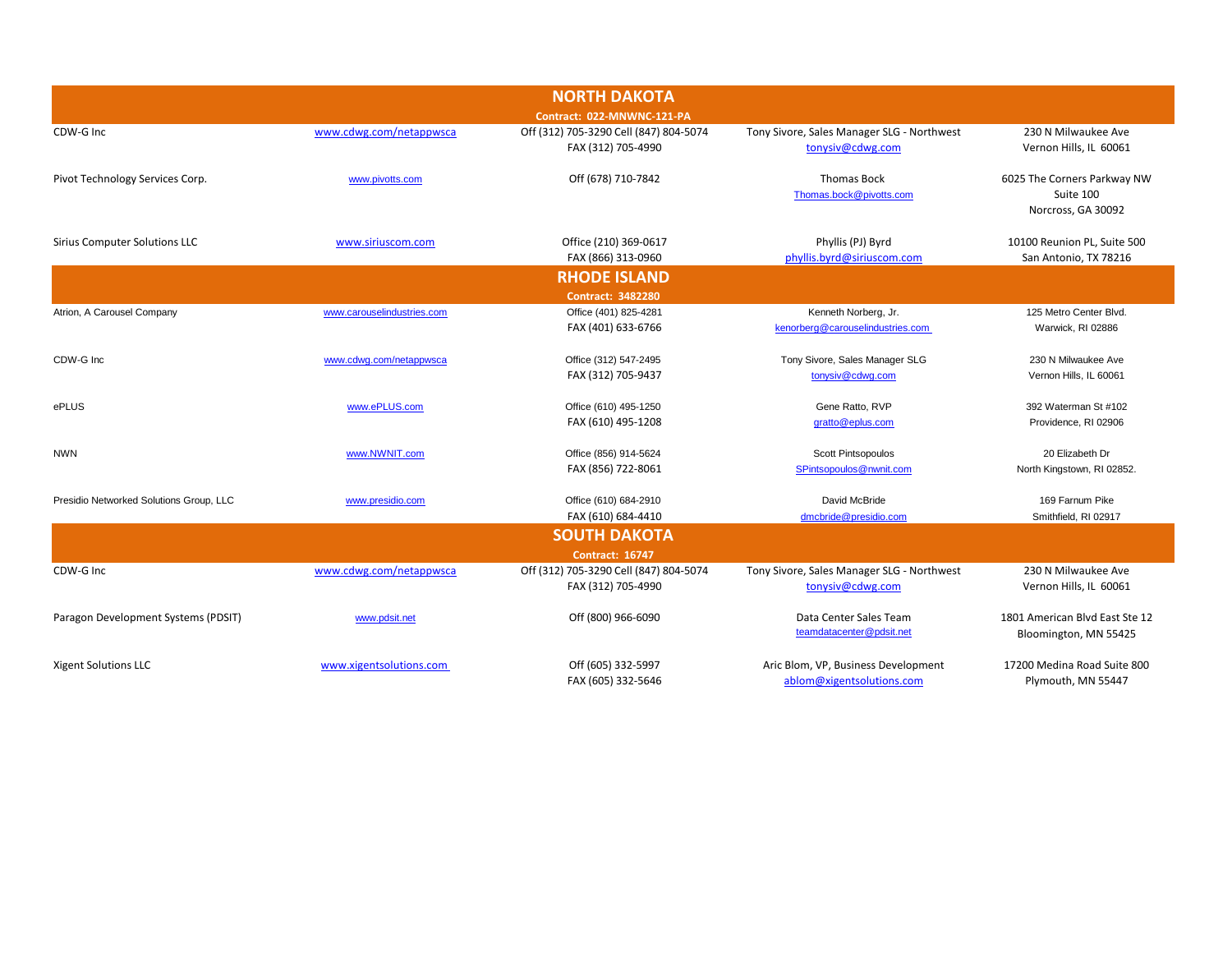## NORTH DAKOTA

**Contract: 022-MNWNC-121-PA**

| | | | | |
|---|---|---|---|---|
| CDW-G Inc | www.cdwg.com/netappwsca | Off (312) 705-3290 Cell (847) 804-5074<br>FAX (312) 705-4990 | Tony Sivore, Sales Manager SLG - Northwest<br>tonysiv@cdwg.com | 230 N Milwaukee Ave<br>Vernon Hills, IL 60061 |
| Pivot Technology Services Corp. | www.pivotts.com | Off (678) 710-7842 | Thomas Bock<br>Thomas.bock@pivotts.com | 6025 The Corners Parkway NW<br>Suite 100<br>Norcross, GA 30092 |
| Sirius Computer Solutions LLC | www.siriuscom.com | Office (210) 369-0617<br>FAX (866) 313-0960 | Phyllis (PJ) Byrd<br>phyllis.byrd@siriuscom.com | 10100 Reunion PL, Suite 500<br>San Antonio, TX 78216 |

## RHODE ISLAND

**Contract: 3482280**

| | | | | |
|---|---|---|---|---|
| Atrion, A Carousel Company | www.carouselindustries.com | Office (401) 825-4281<br>FAX (401) 633-6766 | Kenneth Norberg, Jr.<br>kenorberg@carouselindustries.com | 125 Metro Center Blvd.<br>Warwick, RI 02886 |
| CDW-G Inc | www.cdwg.com/netappwsca | Office (312) 547-2495<br>FAX (312) 705-9437 | Tony Sivore, Sales Manager SLG<br>tonysiv@cdwg.com | 230 N Milwaukee Ave<br>Vernon Hills, IL 60061 |
| ePLUS | www.ePLUS.com | Office (610) 495-1250<br>FAX (610) 495-1208 | Gene Ratto, RVP<br>gratto@eplus.com | 392 Waterman St #102<br>Providence, RI 02906 |
| NWN | www.NWNIT.com | Office (856) 914-5624<br>FAX (856) 722-8061 | Scott Pintsopoulos<br>SPintsopoulos@nwnit.com | 20 Elizabeth Dr<br>North Kingstown, RI 02852. |
| Presidio Networked Solutions Group, LLC | www.presidio.com | Office (610) 684-2910<br>FAX (610) 684-4410 | David McBride<br>dmcbride@presidio.com | 169 Farnum Pike<br>Smithfield, RI 02917 |

## SOUTH DAKOTA

**Contract: 16747**

| | | | | |
|---|---|---|---|---|
| CDW-G Inc | www.cdwg.com/netappwsca | Off (312) 705-3290 Cell (847) 804-5074<br>FAX (312) 705-4990 | Tony Sivore, Sales Manager SLG - Northwest<br>tonysiv@cdwg.com | 230 N Milwaukee Ave<br>Vernon Hills, IL 60061 |
| Paragon Development Systems (PDSIT) | www.pdsit.net | Off (800) 966-6090 | Data Center Sales Team<br>teamdatacenter@pdsit.net | 1801 American Blvd East Ste 12<br>Bloomington, MN 55425 |
| Xigent Solutions LLC | www.xigentsolutions.com | Off (605) 332-5997<br>FAX (605) 332-5646 | Aric Blom, VP, Business Development<br>ablom@xigentsolutions.com | 17200 Medina Road Suite 800<br>Plymouth, MN 55447 |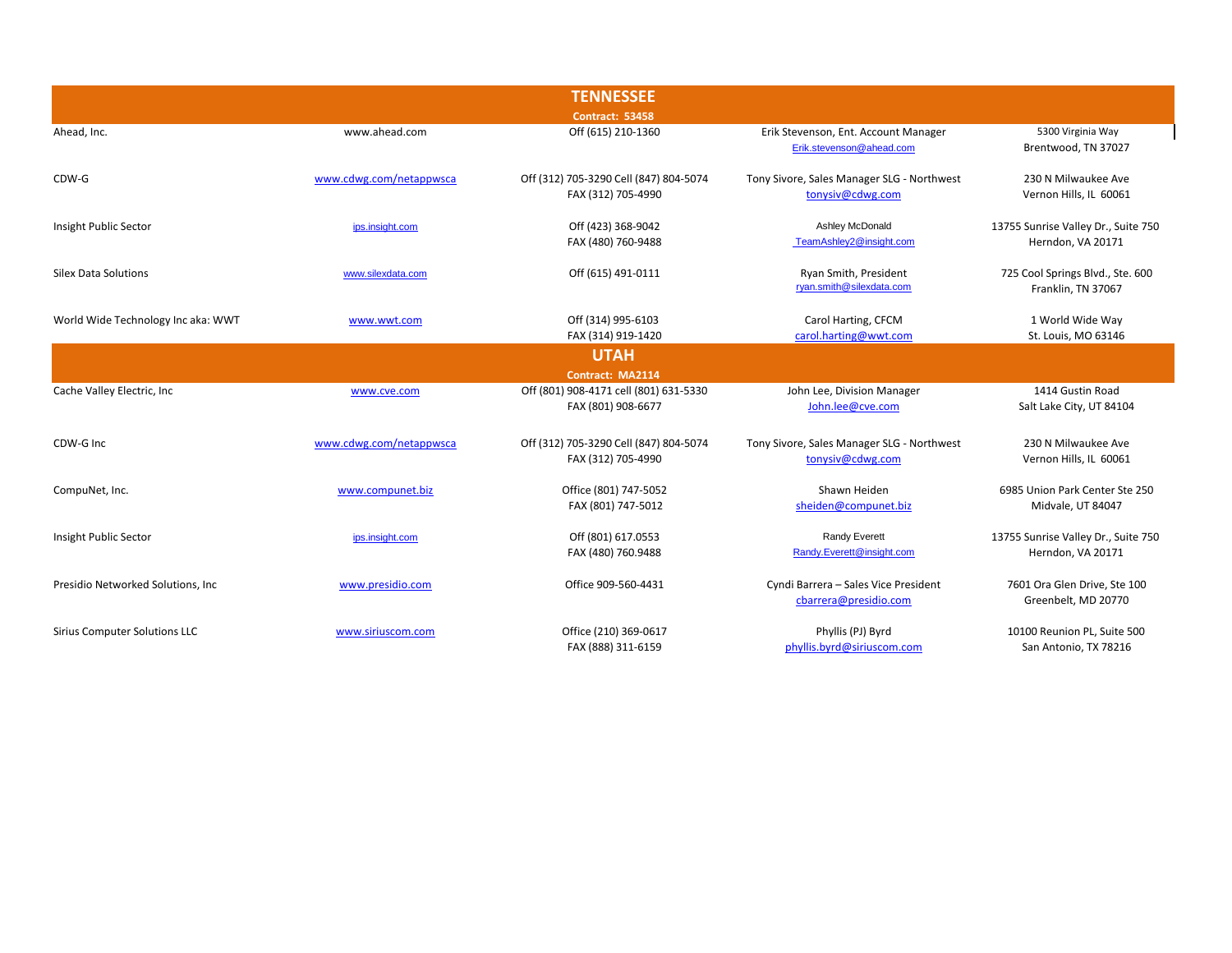## TENNESSEE

**Contract: 53458**

| | | | | |
|---|---|---|---|---|
| Ahead, Inc. | www.ahead.com | Off (615) 210-1360 | Erik Stevenson, Ent. Account Manager<br>Erik.stevenson@ahead.com | 5300 Virginia Way<br>Brentwood, TN 37027 |
| CDW-G | www.cdwg.com/netappwsca | Off (312) 705-3290 Cell (847) 804-5074<br>FAX (312) 705-4990 | Tony Sivore, Sales Manager SLG - Northwest<br>tonysiv@cdwg.com | 230 N Milwaukee Ave<br>Vernon Hills, IL 60061 |
| Insight Public Sector | ips.insight.com | Off (423) 368-9042<br>FAX (480) 760-9488 | Ashley McDonald<br>TeamAshley2@insight.com | 13755 Sunrise Valley Dr., Suite 750<br>Herndon, VA 20171 |
| Silex Data Solutions | www.silexdata.com | Off (615) 491-0111 | Ryan Smith, President<br>ryan.smith@silexdata.com | 725 Cool Springs Blvd., Ste. 600<br>Franklin, TN 37067 |
| World Wide Technology Inc aka: WWT | www.wwt.com | Off (314) 995-6103<br>FAX (314) 919-1420 | Carol Harting, CFCM<br>carol.harting@wwt.com | 1 World Wide Way<br>St. Louis, MO 63146 |

## UTAH

**Contract: MA2114**

| | | | | |
|---|---|---|---|---|
| Cache Valley Electric, Inc | www.cve.com | Off (801) 908-4171 cell (801) 631-5330<br>FAX (801) 908-6677 | John Lee, Division Manager<br>John.lee@cve.com | 1414 Gustin Road<br>Salt Lake City, UT 84104 |
| CDW-G Inc | www.cdwg.com/netappwsca | Off (312) 705-3290 Cell (847) 804-5074<br>FAX (312) 705-4990 | Tony Sivore, Sales Manager SLG - Northwest<br>tonysiv@cdwg.com | 230 N Milwaukee Ave<br>Vernon Hills, IL 60061 |
| CompuNet, Inc. | www.compunet.biz | Office (801) 747-5052<br>FAX (801) 747-5012 | Shawn Heiden<br>sheiden@compunet.biz | 6985 Union Park Center Ste 250<br>Midvale, UT 84047 |
| Insight Public Sector | ips.insight.com | Off (801) 617.0553<br>FAX (480) 760.9488 | Randy Everett<br>Randy.Everett@insight.com | 13755 Sunrise Valley Dr., Suite 750<br>Herndon, VA 20171 |
| Presidio Networked Solutions, Inc | www.presidio.com | Office 909-560-4431 | Cyndi Barrera – Sales Vice President<br>cbarrera@presidio.com | 7601 Ora Glen Drive, Ste 100<br>Greenbelt, MD 20770 |
| Sirius Computer Solutions LLC | www.siriuscom.com | Office (210) 369-0617<br>FAX (888) 311-6159 | Phyllis (PJ) Byrd<br>phyllis.byrd@siriuscom.com | 10100 Reunion PL, Suite 500<br>San Antonio, TX 78216 |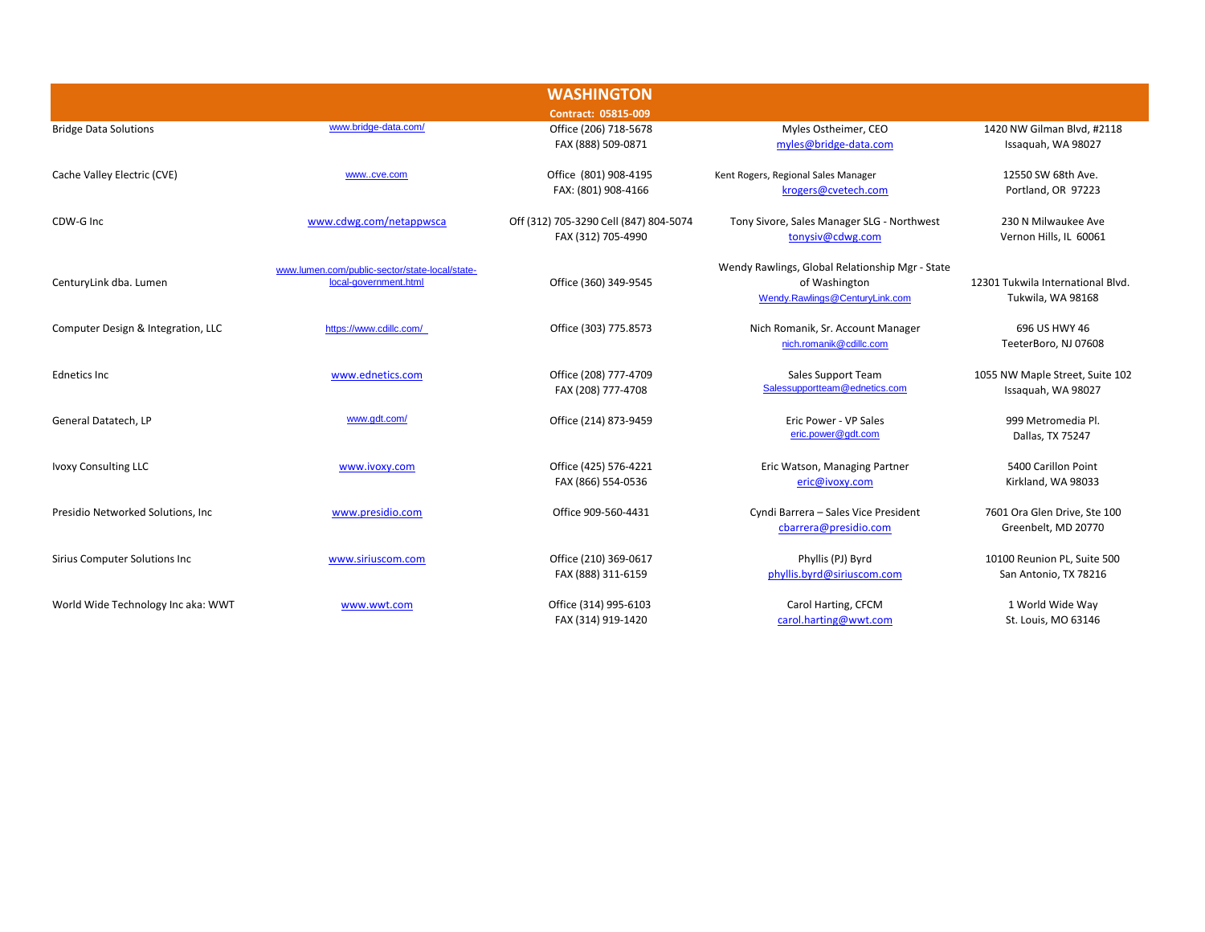# WASHINGTON

**Contract: 05815-009**

| Company | Website | Phone | Contact | Address |
|---|---|---|---|---|
| Bridge Data Solutions | www.bridge-data.com/ | Office (206) 718-5678<br>FAX (888) 509-0871 | Myles Ostheimer, CEO<br>myles@bridge-data.com | 1420 NW Gilman Blvd, #2118<br>Issaquah, WA 98027 |
| Cache Valley Electric (CVE) | www..cve.com | Office (801) 908-4195<br>FAX: (801) 908-4166 | Kent Rogers, Regional Sales Manager<br>krogers@cvetech.com | 12550 SW 68th Ave.<br>Portland, OR 97223 |
| CDW-G Inc | www.cdwg.com/netappwsca | Off (312) 705-3290 Cell (847) 804-5074<br>FAX (312) 705-4990 | Tony Sivore, Sales Manager SLG - Northwest<br>tonysiv@cdwg.com | 230 N Milwaukee Ave<br>Vernon Hills, IL 60061 |
| CenturyLink dba. Lumen | www.lumen.com/public-sector/state-local/state-local-government.html | Office (360) 349-9545 | Wendy Rawlings, Global Relationship Mgr - State of Washington<br>Wendy.Rawlings@CenturyLink.com | 12301 Tukwila International Blvd.<br>Tukwila, WA 98168 |
| Computer Design & Integration, LLC | https://www.cdillc.com/ | Office (303) 775.8573 | Nich Romanik, Sr. Account Manager<br>nich.romanik@cdillc.com | 696 US HWY 46<br>TeeterBoro, NJ 07608 |
| Ednetics Inc | www.ednetics.com | Office (208) 777-4709<br>FAX (208) 777-4708 | Sales Support Team<br>Salessupportteam@ednetics.com | 1055 NW Maple Street, Suite 102<br>Issaquah, WA 98027 |
| General Datatech, LP | www.gdt.com/ | Office (214) 873-9459 | Eric Power - VP Sales<br>eric.power@gdt.com | 999 Metromedia Pl.<br>Dallas, TX 75247 |
| Ivoxy Consulting LLC | www.ivoxy.com | Office (425) 576-4221<br>FAX (866) 554-0536 | Eric Watson, Managing Partner<br>eric@ivoxy.com | 5400 Carillon Point<br>Kirkland, WA 98033 |
| Presidio Networked Solutions, Inc | www.presidio.com | Office 909-560-4431 | Cyndi Barrera – Sales Vice President<br>cbarrera@presidio.com | 7601 Ora Glen Drive, Ste 100<br>Greenbelt, MD 20770 |
| Sirius Computer Solutions Inc | www.siriuscom.com | Office (210) 369-0617<br>FAX (888) 311-6159 | Phyllis (PJ) Byrd<br>phyllis.byrd@siriuscom.com | 10100 Reunion PL, Suite 500<br>San Antonio, TX 78216 |
| World Wide Technology Inc aka: WWT | www.wwt.com | Office (314) 995-6103<br>FAX (314) 919-1420 | Carol Harting, CFCM<br>carol.harting@wwt.com | 1 World Wide Way<br>St. Louis, MO 63146 |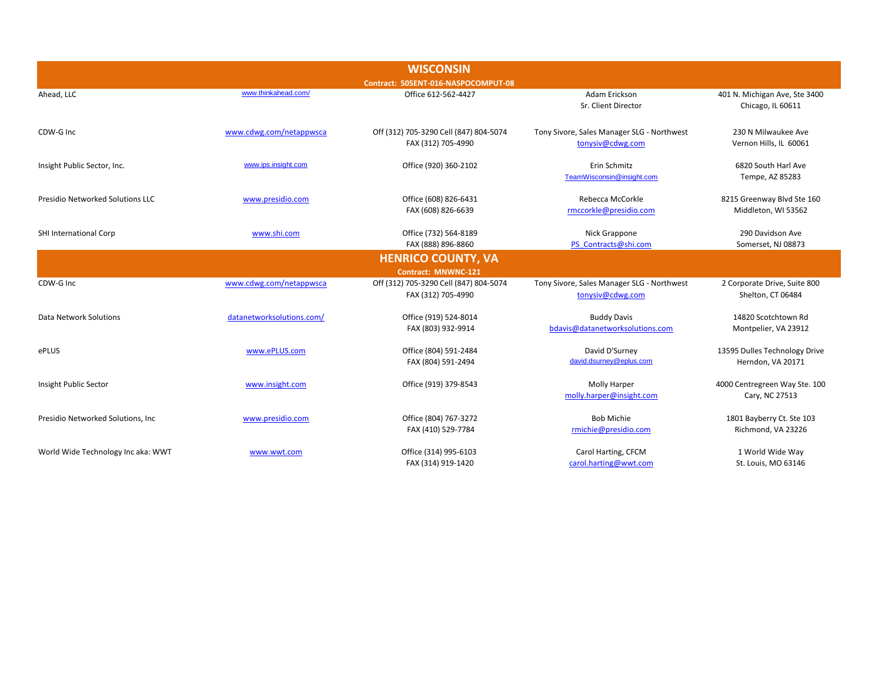## WISCONSIN

**Contract: 505ENT-016-NASPOCOMPUT-08**

| Company | Website | Phone | Contact | Address |
|---|---|---|---|---|
| Ahead, LLC | www.thinkahead.com/ | Office 612-562-4427 | Adam Erickson<br>Sr. Client Director | 401 N. Michigan Ave, Ste 3400<br>Chicago, IL 60611 |
| CDW-G Inc | www.cdwg.com/netappwsca | Off (312) 705-3290 Cell (847) 804-5074<br>FAX (312) 705-4990 | Tony Sivore, Sales Manager SLG - Northwest<br>tonysiv@cdwg.com | 230 N Milwaukee Ave<br>Vernon Hills, IL 60061 |
| Insight Public Sector, Inc. | www.ips.insight.com | Office (920) 360-2102 | Erin Schmitz<br>TeamWisconsin@insight.com | 6820 South Harl Ave<br>Tempe, AZ 85283 |
| Presidio Networked Solutions LLC | www.presidio.com | Office (608) 826-6431<br>FAX (608) 826-6639 | Rebecca McCorkle<br>rmccorkle@presidio.com | 8215 Greenway Blvd Ste 160<br>Middleton, WI 53562 |
| SHI International Corp | www.shi.com | Office (732) 564-8189<br>FAX (888) 896-8860 | Nick Grappone<br>PS_Contracts@shi.com | 290 Davidson Ave<br>Somerset, NJ 08873 |

## HENRICO COUNTY, VA

**Contract: MNWNC-121**

| Company | Website | Phone | Contact | Address |
|---|---|---|---|---|
| CDW-G Inc | www.cdwg.com/netappwsca | Off (312) 705-3290 Cell (847) 804-5074<br>FAX (312) 705-4990 | Tony Sivore, Sales Manager SLG - Northwest<br>tonysiv@cdwg.com | 2 Corporate Drive, Suite 800<br>Shelton, CT 06484 |
| Data Network Solutions | datanetworksolutions.com/ | Office (919) 524-8014<br>FAX (803) 932-9914 | Buddy Davis<br>bdavis@datanetworksolutions.com | 14820 Scotchtown Rd<br>Montpelier, VA 23912 |
| ePLUS | www.ePLUS.com | Office (804) 591-2484<br>FAX (804) 591-2494 | David D'Surney<br>david.dsurney@eplus.com | 13595 Dulles Technology Drive<br>Herndon, VA 20171 |
| Insight Public Sector | www.insight.com | Office (919) 379-8543 | Molly Harper<br>molly.harper@insight.com | 4000 Centregreen Way Ste. 100<br>Cary, NC 27513 |
| Presidio Networked Solutions, Inc | www.presidio.com | Office (804) 767-3272<br>FAX (410) 529-7784 | Bob Michie<br>rmichie@presidio.com | 1801 Bayberry Ct. Ste 103<br>Richmond, VA 23226 |
| World Wide Technology Inc aka: WWT | www.wwt.com | Office (314) 995-6103<br>FAX (314) 919-1420 | Carol Harting, CFCM<br>carol.harting@wwt.com | 1 World Wide Way<br>St. Louis, MO 63146 |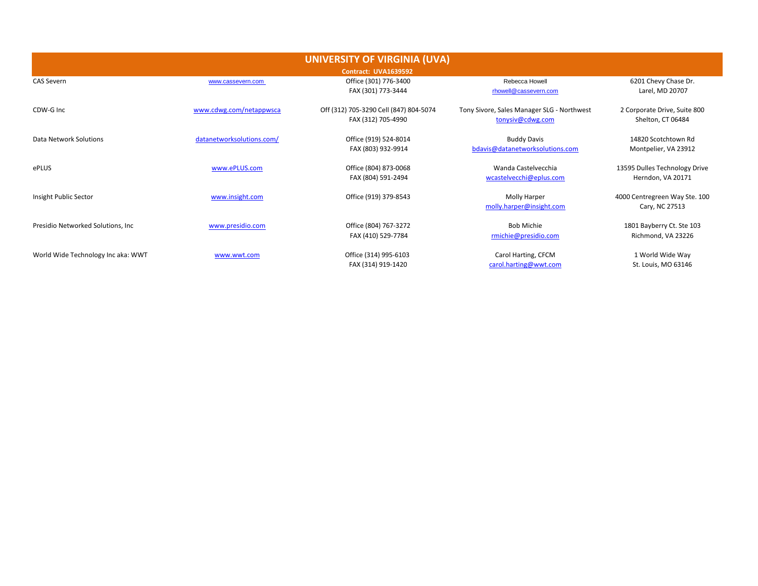## UNIVERSITY OF VIRGINIA (UVA)

**Contract: UVA1639592**

| | | | | |
|---|---|---|---|---|
| CAS Severn | www.cassevern.com | Office (301) 776-3400<br>FAX (301) 773-3444 | Rebecca Howell<br>rhowell@cassevern.com | 6201 Chevy Chase Dr.<br>Larel, MD 20707 |
| CDW-G Inc | www.cdwg.com/netappwsca | Off (312) 705-3290 Cell (847) 804-5074<br>FAX (312) 705-4990 | Tony Sivore, Sales Manager SLG - Northwest<br>tonysiv@cdwg.com | 2 Corporate Drive, Suite 800<br>Shelton, CT 06484 |
| Data Network Solutions | datanetworksolutions.com/ | Office (919) 524-8014<br>FAX (803) 932-9914 | Buddy Davis<br>bdavis@datanetworksolutions.com | 14820 Scotchtown Rd<br>Montpelier, VA 23912 |
| ePLUS | www.ePLUS.com | Office (804) 873-0068<br>FAX (804) 591-2494 | Wanda Castelvecchia<br>wcastelvecchi@eplus.com | 13595 Dulles Technology Drive<br>Herndon, VA 20171 |
| Insight Public Sector | www.insight.com | Office (919) 379-8543 | Molly Harper<br>molly.harper@insight.com | 4000 Centregreen Way Ste. 100<br>Cary, NC 27513 |
| Presidio Networked Solutions, Inc | www.presidio.com | Office (804) 767-3272<br>FAX (410) 529-7784 | Bob Michie<br>rmichie@presidio.com | 1801 Bayberry Ct. Ste 103<br>Richmond, VA 23226 |
| World Wide Technology Inc aka: WWT | www.wwt.com | Office (314) 995-6103<br>FAX (314) 919-1420 | Carol Harting, CFCM<br>carol.harting@wwt.com | 1 World Wide Way<br>St. Louis, MO 63146 |